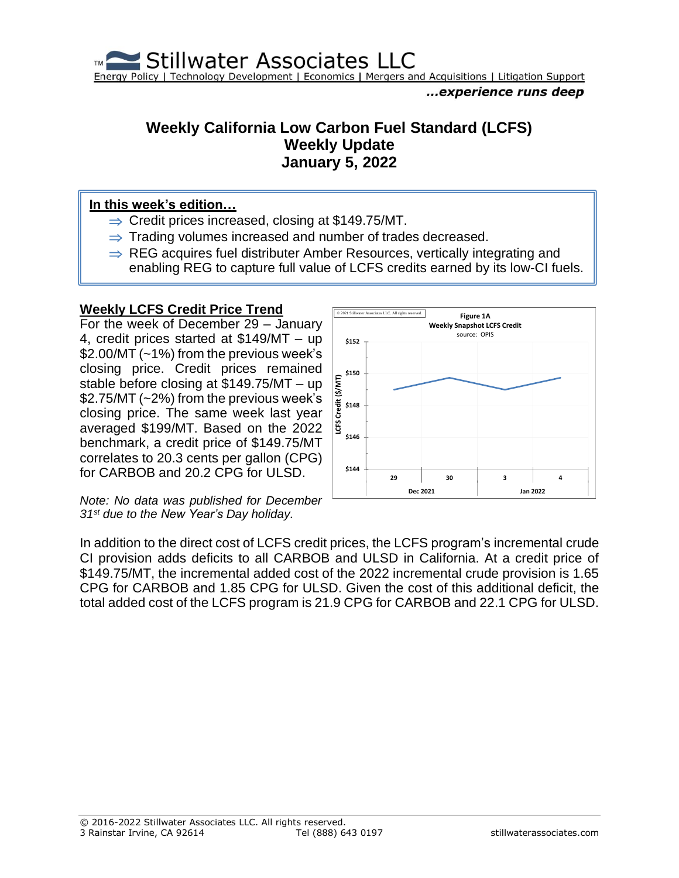Stillwater Associates LLC

Energy Policy | Technology Development | Economics | Mergers and Acquisitions | Litigation Support

*...experience runs deep*

# Weekly California Low Carbon Fuel Standard (LCFS) Weekly Update January 5, 2022

**In this week's edition...**

- ⇒ Credit prices increased, closing at $149.75/MT.
- ⇒ Trading volumes increased and number of trades decreased.
- ⇒ REG acquires fuel distributer Amber Resources, vertically integrating and enabling REG to capture full value of LCFS credits earned by its low-CI fuels.

## Weekly LCFS Credit Price Trend

For the week of December 29 – January 4, credit prices started at $149/MT – up $2.00/MT (~1%) from the previous week's closing price. Credit prices remained stable before closing at $149.75/MT – up $2.75/MT (~2%) from the previous week's closing price. The same week last year averaged $199/MT. Based on the 2022 benchmark, a credit price of $149.75/MT correlates to 20.3 cents per gallon (CPG) for CARBOB and 20.2 CPG for ULSD.

*Note: No data was published for December 31st due to the New Year's Day holiday.*

Figure 1A
Weekly Snapshot LCFS Credit
source: OPIS

In addition to the direct cost of LCFS credit prices, the LCFS program's incremental crude CI provision adds deficits to all CARBOB and ULSD in California. At a credit price of $149.75/MT, the incremental added cost of the 2022 incremental crude provision is 1.65 CPG for CARBOB and 1.85 CPG for ULSD. Given the cost of this additional deficit, the total added cost of the LCFS program is 21.9 CPG for CARBOB and 22.1 CPG for ULSD.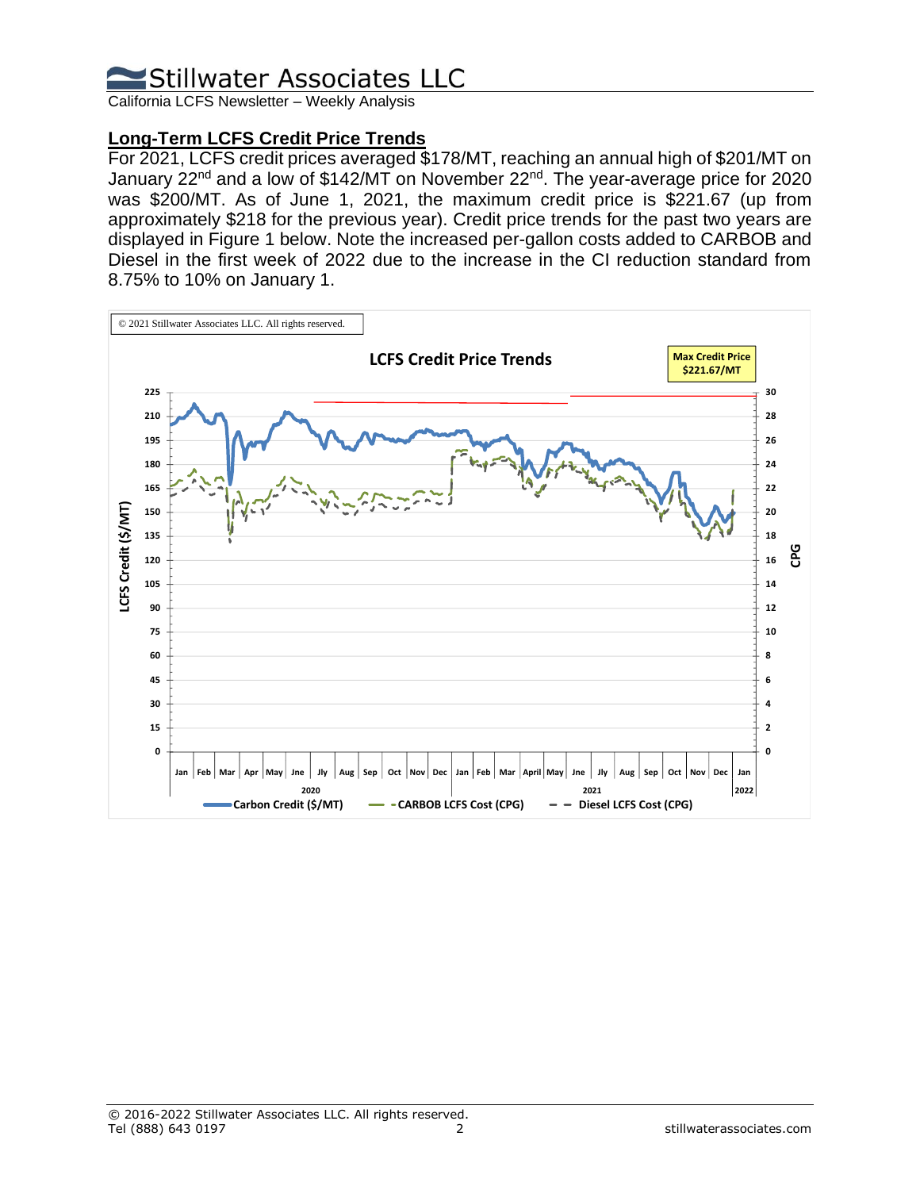## Long-Term LCFS Credit Price Trends

For 2021, LCFS credit prices averaged $178/MT, reaching an annual high of $201/MT on January 22nd and a low of $142/MT on November 22nd. The year-average price for 2020 was $200/MT. As of June 1, 2021, the maximum credit price is $221.67 (up from approximately $218 for the previous year). Credit price trends for the past two years are displayed in Figure 1 below. Note the increased per-gallon costs added to CARBOB and Diesel in the first week of 2022 due to the increase in the CI reduction standard from 8.75% to 10% on January 1.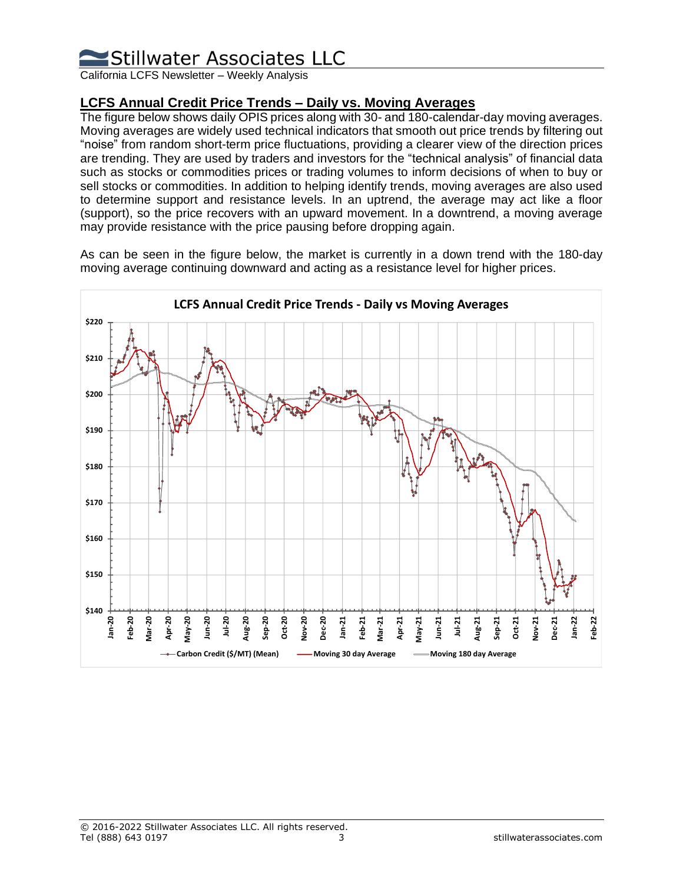## LCFS Annual Credit Price Trends – Daily vs. Moving Averages

The figure below shows daily OPIS prices along with 30- and 180-calendar-day moving averages. Moving averages are widely used technical indicators that smooth out price trends by filtering out "noise" from random short-term price fluctuations, providing a clearer view of the direction prices are trending. They are used by traders and investors for the "technical analysis" of financial data such as stocks or commodities prices or trading volumes to inform decisions of when to buy or sell stocks or commodities. In addition to helping identify trends, moving averages are also used to determine support and resistance levels. In an uptrend, the average may act like a floor (support), so the price recovers with an upward movement. In a downtrend, a moving average may provide resistance with the price pausing before dropping again.

As can be seen in the figure below, the market is currently in a down trend with the 180-day moving average continuing downward and acting as a resistance level for higher prices.

**LCFS Annual Credit Price Trends - Daily vs Moving Averages**

Legend: Carbon Credit ($/MT) (Mean); Moving 30 day Average; Moving 180 day Average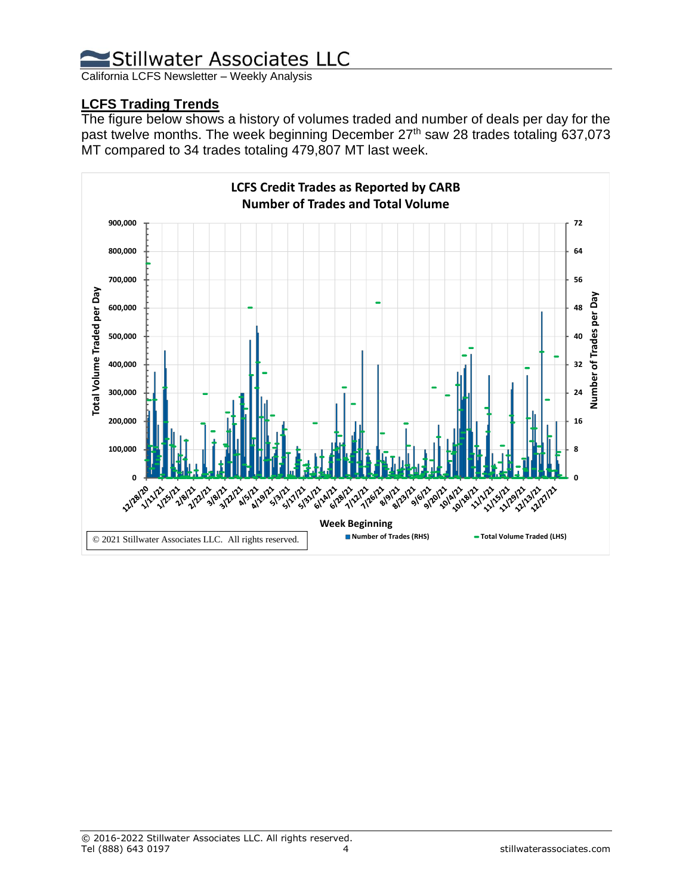## LCFS Trading Trends

The figure below shows a history of volumes traded and number of deals per day for the past twelve months. The week beginning December 27th saw 28 trades totaling 637,073 MT compared to 34 trades totaling 479,807 MT last week.

**LCFS Credit Trades as Reported by CARB**
**Number of Trades and Total Volume**

© 2021 Stillwater Associates LLC. All rights reserved.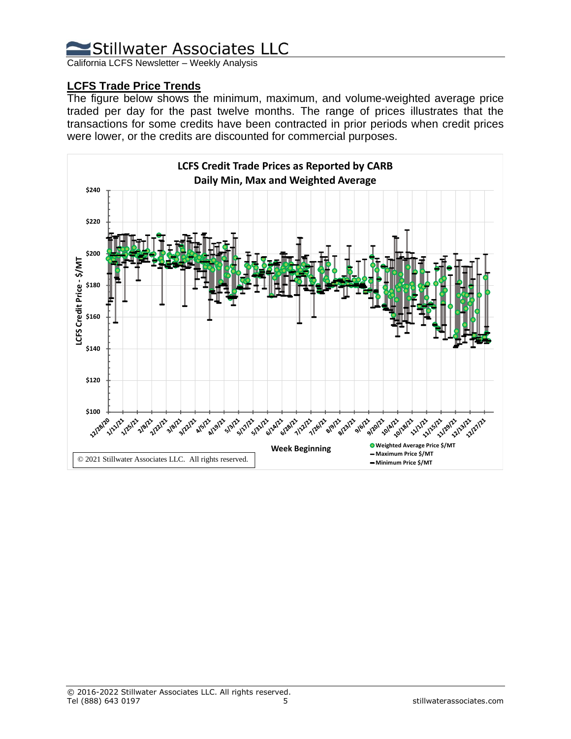## LCFS Trade Price Trends

The figure below shows the minimum, maximum, and volume-weighted average price traded per day for the past twelve months. The range of prices illustrates that the transactions for some credits have been contracted in prior periods when credit prices were lower, or the credits are discounted for commercial purposes.

**LCFS Credit Trade Prices as Reported by CARB**
**Daily Min, Max and Weighted Average**

© 2021 Stillwater Associates LLC. All rights reserved.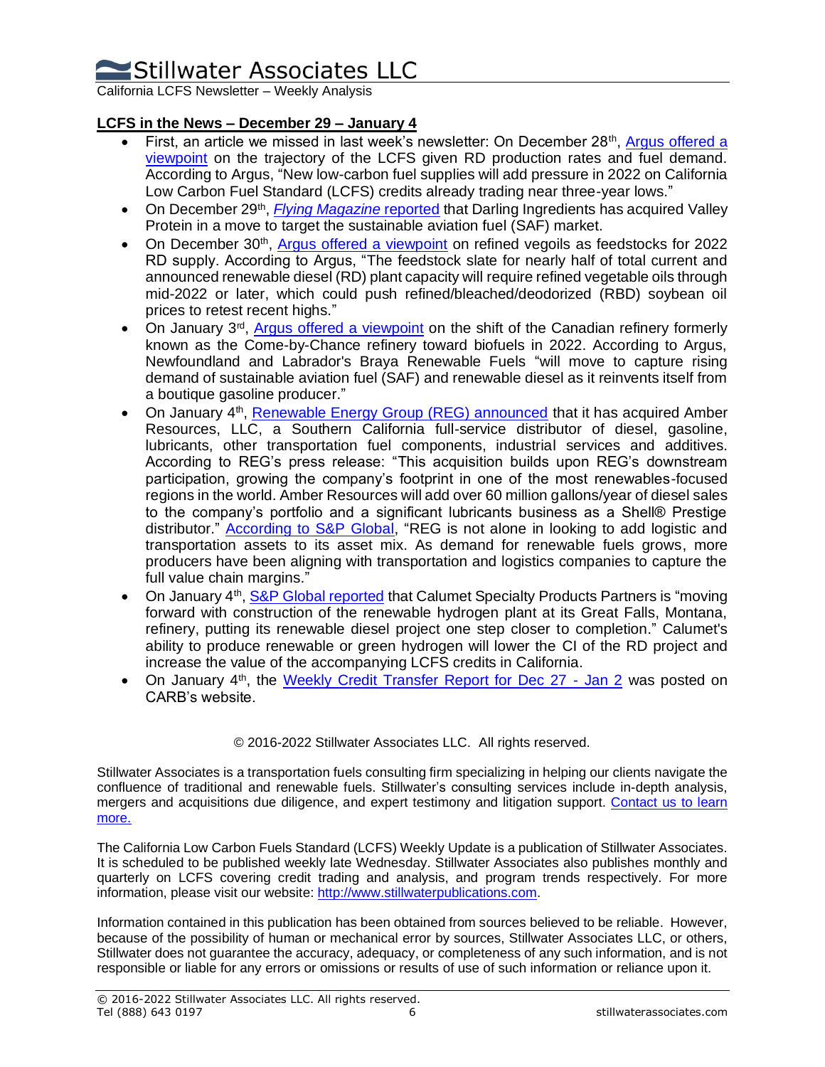## LCFS in the News – December 29 – January 4

- First, an article we missed in last week's newsletter: On December 28th, Argus offered a viewpoint on the trajectory of the LCFS given RD production rates and fuel demand. According to Argus, "New low-carbon fuel supplies will add pressure in 2022 on California Low Carbon Fuel Standard (LCFS) credits already trading near three-year lows."
- On December 29th, *Flying Magazine* reported that Darling Ingredients has acquired Valley Protein in a move to target the sustainable aviation fuel (SAF) market.
- On December 30th, Argus offered a viewpoint on refined vegoils as feedstocks for 2022 RD supply. According to Argus, "The feedstock slate for nearly half of total current and announced renewable diesel (RD) plant capacity will require refined vegetable oils through mid-2022 or later, which could push refined/bleached/deodorized (RBD) soybean oil prices to retest recent highs."
- On January 3rd, Argus offered a viewpoint on the shift of the Canadian refinery formerly known as the Come-by-Chance refinery toward biofuels in 2022. According to Argus, Newfoundland and Labrador's Braya Renewable Fuels "will move to capture rising demand of sustainable aviation fuel (SAF) and renewable diesel as it reinvents itself from a boutique gasoline producer."
- On January 4th, Renewable Energy Group (REG) announced that it has acquired Amber Resources, LLC, a Southern California full-service distributor of diesel, gasoline, lubricants, other transportation fuel components, industrial services and additives. According to REG's press release: "This acquisition builds upon REG's downstream participation, growing the company's footprint in one of the most renewables-focused regions in the world. Amber Resources will add over 60 million gallons/year of diesel sales to the company's portfolio and a significant lubricants business as a Shell® Prestige distributor." According to S&P Global, "REG is not alone in looking to add logistic and transportation assets to its asset mix. As demand for renewable fuels grows, more producers have been aligning with transportation and logistics companies to capture the full value chain margins."
- On January 4th, S&P Global reported that Calumet Specialty Products Partners is "moving forward with construction of the renewable hydrogen plant at its Great Falls, Montana, refinery, putting its renewable diesel project one step closer to completion." Calumet's ability to produce renewable or green hydrogen will lower the CI of the RD project and increase the value of the accompanying LCFS credits in California.
- On January 4th, the Weekly Credit Transfer Report for Dec 27 - Jan 2 was posted on CARB's website.

© 2016-2022 Stillwater Associates LLC. All rights reserved.

Stillwater Associates is a transportation fuels consulting firm specializing in helping our clients navigate the confluence of traditional and renewable fuels. Stillwater's consulting services include in-depth analysis, mergers and acquisitions due diligence, and expert testimony and litigation support. Contact us to learn more.

The California Low Carbon Fuels Standard (LCFS) Weekly Update is a publication of Stillwater Associates. It is scheduled to be published weekly late Wednesday. Stillwater Associates also publishes monthly and quarterly on LCFS covering credit trading and analysis, and program trends respectively. For more information, please visit our website: http://www.stillwaterpublications.com.

Information contained in this publication has been obtained from sources believed to be reliable. However, because of the possibility of human or mechanical error by sources, Stillwater Associates LLC, or others, Stillwater does not guarantee the accuracy, adequacy, or completeness of any such information, and is not responsible or liable for any errors or omissions or results of use of such information or reliance upon it.